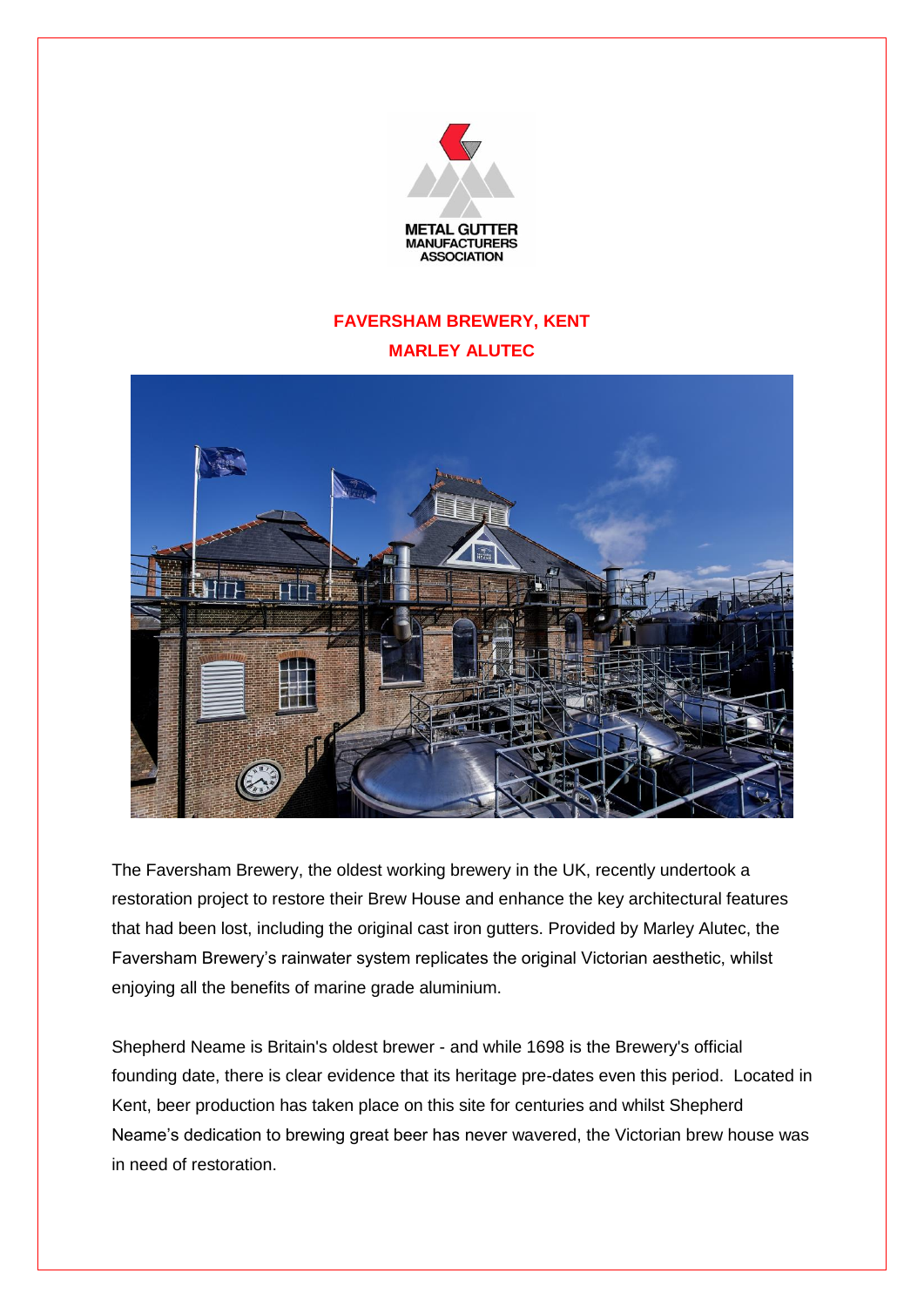METAL GUTTER MANUFACTURERS ASSOCIATION

# FAVERSHAM BREWERY, KENT

## MARLEY ALUTEC

The Faversham Brewery, the oldest working brewery in the UK, recently undertook a restoration project to restore their Brew House and enhance the key architectural features that had been lost, including the original cast iron gutters. Provided by Marley Alutec, the Faversham Brewery's rainwater system replicates the original Victorian aesthetic, whilst enjoying all the benefits of marine grade aluminium.

Shepherd Neame is Britain's oldest brewer - and while 1698 is the Brewery's official founding date, there is clear evidence that its heritage pre-dates even this period. Located in Kent, beer production has taken place on this site for centuries and whilst Shepherd Neame's dedication to brewing great beer has never wavered, the Victorian brew house was in need of restoration.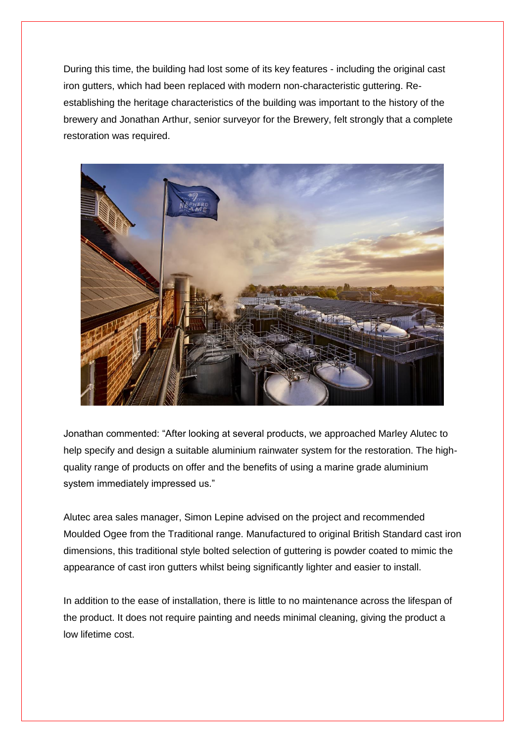During this time, the building had lost some of its key features - including the original cast iron gutters, which had been replaced with modern non-characteristic guttering. Re-establishing the heritage characteristics of the building was important to the history of the brewery and Jonathan Arthur, senior surveyor for the Brewery, felt strongly that a complete restoration was required.

Jonathan commented: "After looking at several products, we approached Marley Alutec to help specify and design a suitable aluminium rainwater system for the restoration. The high-quality range of products on offer and the benefits of using a marine grade aluminium system immediately impressed us."

Alutec area sales manager, Simon Lepine advised on the project and recommended Moulded Ogee from the Traditional range. Manufactured to original British Standard cast iron dimensions, this traditional style bolted selection of guttering is powder coated to mimic the appearance of cast iron gutters whilst being significantly lighter and easier to install.

In addition to the ease of installation, there is little to no maintenance across the lifespan of the product. It does not require painting and needs minimal cleaning, giving the product a low lifetime cost.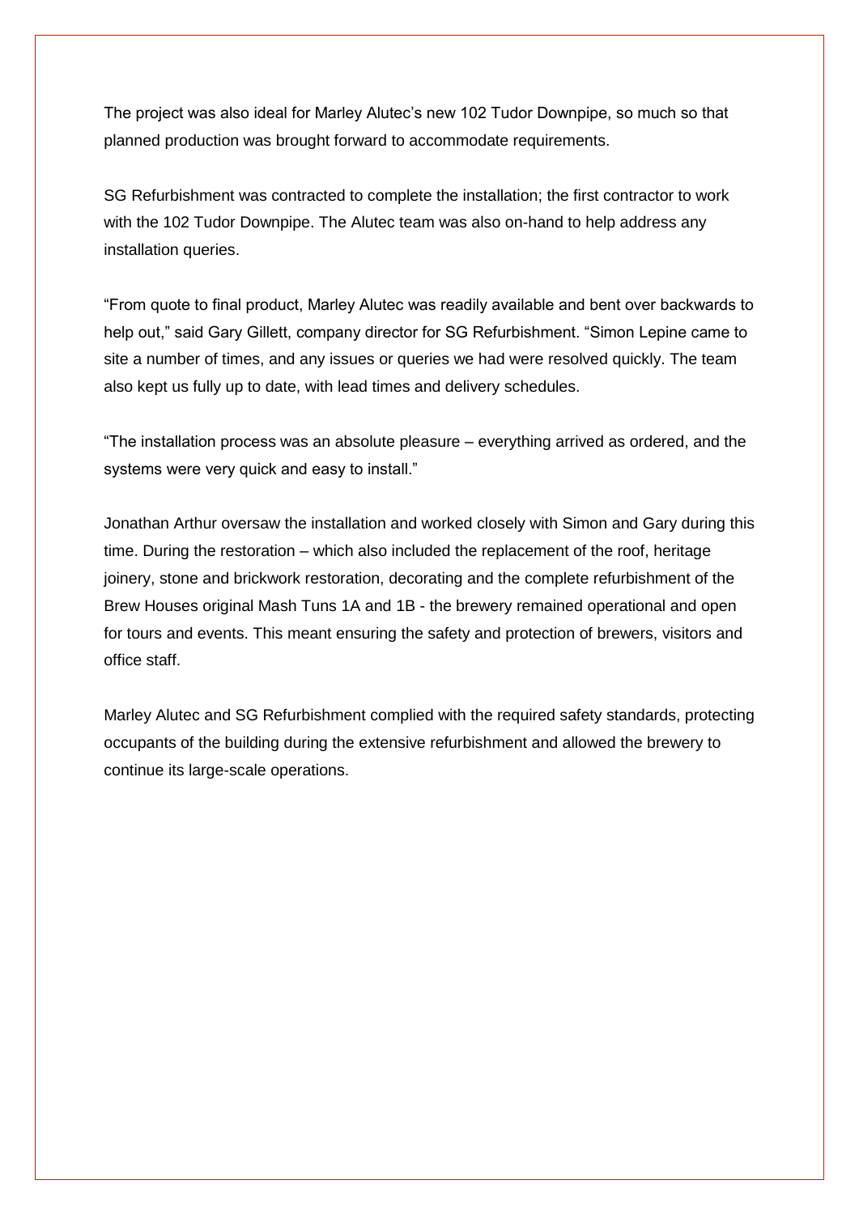The project was also ideal for Marley Alutec's new 102 Tudor Downpipe, so much so that planned production was brought forward to accommodate requirements.

SG Refurbishment was contracted to complete the installation; the first contractor to work with the 102 Tudor Downpipe. The Alutec team was also on-hand to help address any installation queries.

"From quote to final product, Marley Alutec was readily available and bent over backwards to help out," said Gary Gillett, company director for SG Refurbishment. "Simon Lepine came to site a number of times, and any issues or queries we had were resolved quickly. The team also kept us fully up to date, with lead times and delivery schedules.

"The installation process was an absolute pleasure – everything arrived as ordered, and the systems were very quick and easy to install."

Jonathan Arthur oversaw the installation and worked closely with Simon and Gary during this time. During the restoration – which also included the replacement of the roof, heritage joinery, stone and brickwork restoration, decorating and the complete refurbishment of the Brew Houses original Mash Tuns 1A and 1B - the brewery remained operational and open for tours and events. This meant ensuring the safety and protection of brewers, visitors and office staff.

Marley Alutec and SG Refurbishment complied with the required safety standards, protecting occupants of the building during the extensive refurbishment and allowed the brewery to continue its large-scale operations.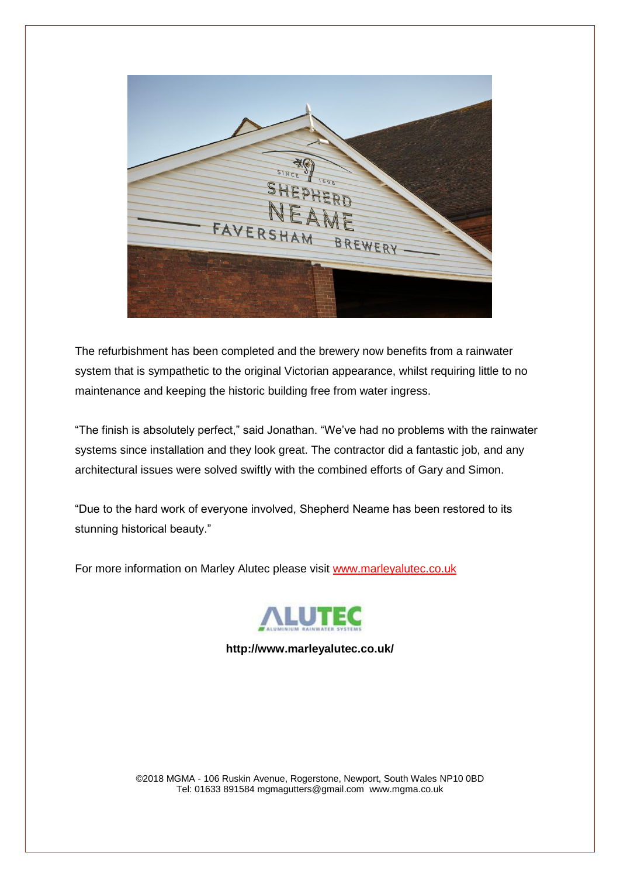The refurbishment has been completed and the brewery now benefits from a rainwater system that is sympathetic to the original Victorian appearance, whilst requiring little to no maintenance and keeping the historic building free from water ingress.

"The finish is absolutely perfect," said Jonathan. "We've had no problems with the rainwater systems since installation and they look great. The contractor did a fantastic job, and any architectural issues were solved swiftly with the combined efforts of Gary and Simon.

"Due to the hard work of everyone involved, Shepherd Neame has been restored to its stunning historical beauty."

For more information on Marley Alutec please visit [www.marleyalutec.co.uk](http://www.marleyalutec.co.uk)

**http://www.marleyalutec.co.uk/**

©2018 MGMA - 106 Ruskin Avenue, Rogerstone, Newport, South Wales NP10 0BD
Tel: 01633 891584 mgmagutters@gmail.com www.mgma.co.uk